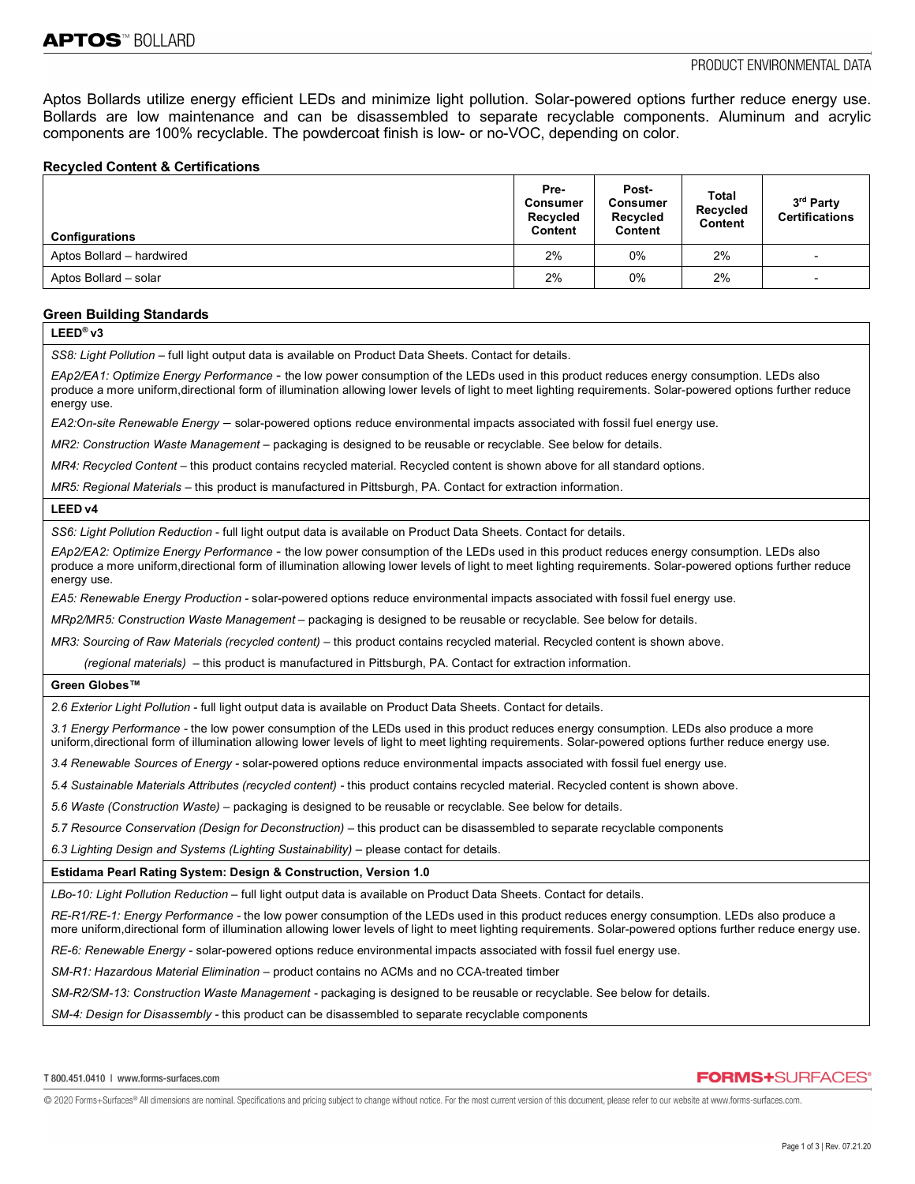# APTOS™ BOLLARD

PRODUCT ENVIRONMENTAL DATA

Aptos Bollards utilize energy efficient LEDs and minimize light pollution. Solar-powered options further reduce energy use. Bollards are low maintenance and can be disassembled to separate recyclable components. Aluminum and acrylic components are 100% recyclable. The powdercoat finish is low- or no-VOC, depending on color.

## Recycled Content & Certifications

| Configurations | Pre-Consumer Recycled Content | Post-Consumer Recycled Content | Total Recycled Content | 3rd Party Certifications |
|---|---|---|---|---|
| Aptos Bollard – hardwired | 2% | 0% | 2% | - |
| Aptos Bollard – solar | 2% | 0% | 2% | - |

## Green Building Standards

### LEED® v3

*SS8: Light Pollution* – full light output data is available on Product Data Sheets. Contact for details.

*EAp2/EA1: Optimize Energy Performance* - the low power consumption of the LEDs used in this product reduces energy consumption. LEDs also produce a more uniform,directional form of illumination allowing lower levels of light to meet lighting requirements. Solar-powered options further reduce energy use.

*EA2:On-site Renewable Energy* – solar-powered options reduce environmental impacts associated with fossil fuel energy use.

*MR2: Construction Waste Management* – packaging is designed to be reusable or recyclable. See below for details.

*MR4: Recycled Content* – this product contains recycled material. Recycled content is shown above for all standard options.

*MR5: Regional Materials* – this product is manufactured in Pittsburgh, PA. Contact for extraction information.

### LEED v4

*SS6: Light Pollution Reduction* - full light output data is available on Product Data Sheets. Contact for details.

*EAp2/EA2: Optimize Energy Performance* - the low power consumption of the LEDs used in this product reduces energy consumption. LEDs also produce a more uniform,directional form of illumination allowing lower levels of light to meet lighting requirements. Solar-powered options further reduce energy use.

*EA5: Renewable Energy Production* - solar-powered options reduce environmental impacts associated with fossil fuel energy use.

*MRp2/MR5: Construction Waste Management* – packaging is designed to be reusable or recyclable. See below for details.

*MR3: Sourcing of Raw Materials (recycled content)* – this product contains recycled material. Recycled content is shown above.

*(regional materials)* – this product is manufactured in Pittsburgh, PA. Contact for extraction information.

### Green Globes™

*2.6 Exterior Light Pollution* - full light output data is available on Product Data Sheets. Contact for details.

*3.1 Energy Performance* - the low power consumption of the LEDs used in this product reduces energy consumption. LEDs also produce a more uniform,directional form of illumination allowing lower levels of light to meet lighting requirements. Solar-powered options further reduce energy use.

*3.4 Renewable Sources of Energy* - solar-powered options reduce environmental impacts associated with fossil fuel energy use.

*5.4 Sustainable Materials Attributes (recycled content)* - this product contains recycled material. Recycled content is shown above.

*5.6 Waste (Construction Waste)* – packaging is designed to be reusable or recyclable. See below for details.

*5.7 Resource Conservation (Design for Deconstruction)* – this product can be disassembled to separate recyclable components

*6.3 Lighting Design and Systems (Lighting Sustainability)* – please contact for details.

### Estidama Pearl Rating System: Design & Construction, Version 1.0

*LBo-10: Light Pollution Reduction* – full light output data is available on Product Data Sheets. Contact for details.

*RE-R1/RE-1: Energy Performance* - the low power consumption of the LEDs used in this product reduces energy consumption. LEDs also produce a more uniform,directional form of illumination allowing lower levels of light to meet lighting requirements. Solar-powered options further reduce energy use.

*RE-6: Renewable Energy* - solar-powered options reduce environmental impacts associated with fossil fuel energy use.

*SM-R1: Hazardous Material Elimination* – product contains no ACMs and no CCA-treated timber

*SM-R2/SM-13: Construction Waste Management* - packaging is designed to be reusable or recyclable. See below for details.

*SM-4: Design for Disassembly* - this product can be disassembled to separate recyclable components

T 800.451.0410 | www.forms-surfaces.com

FORMS+SURFACES®

© 2020 Forms+Surfaces® All dimensions are nominal. Specifications and pricing subject to change without notice. For the most current version of this document, please refer to our website at www.forms-surfaces.com.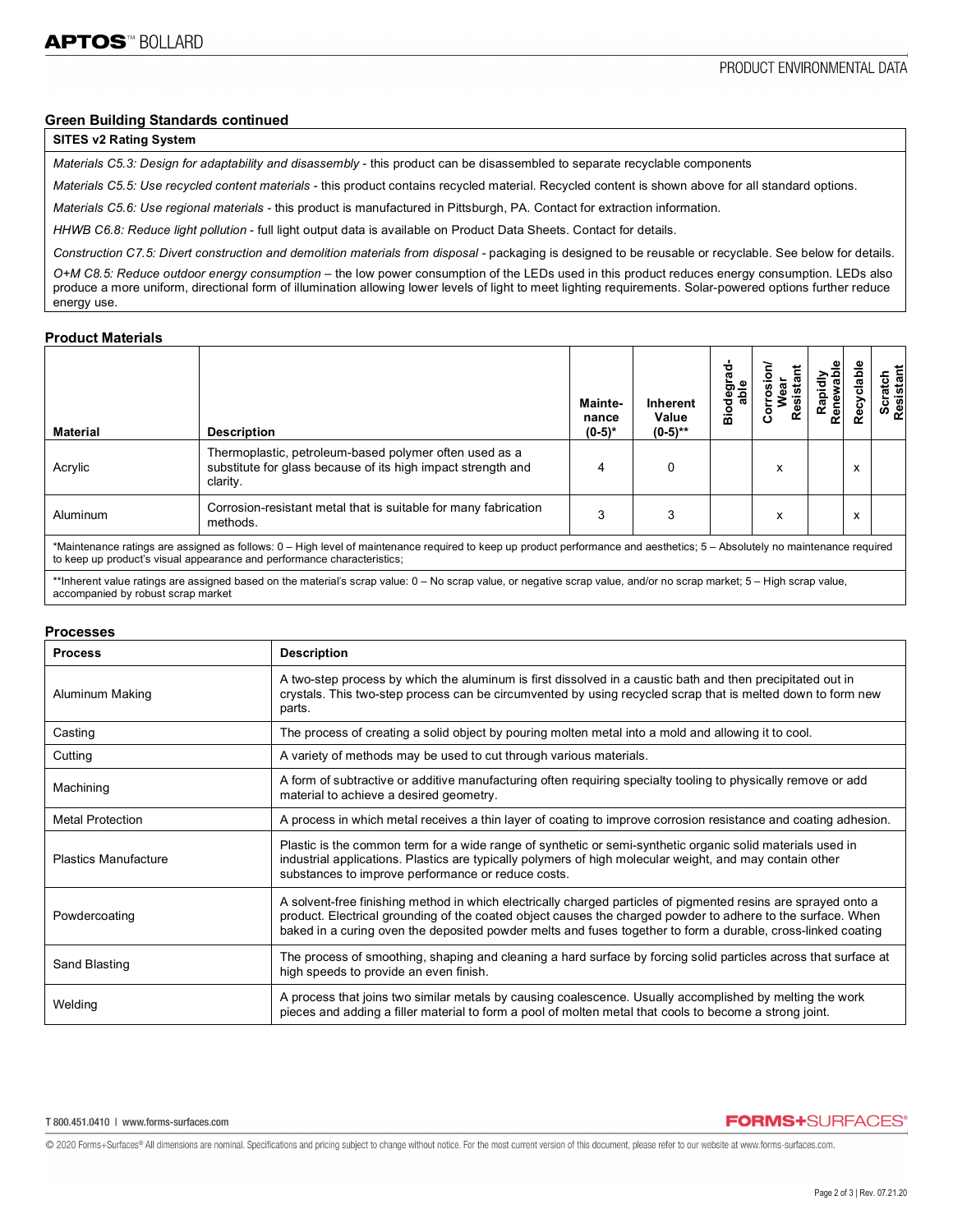## Green Building Standards continued

| SITES v2 Rating System |
|---|
| *Materials C5.3: Design for adaptability and disassembly* - this product can be disassembled to separate recyclable components |
| *Materials C5.5: Use recycled content materials* - this product contains recycled material. Recycled content is shown above for all standard options. |
| *Materials C5.6: Use regional materials* - this product is manufactured in Pittsburgh, PA. Contact for extraction information. |
| *HHWB C6.8: Reduce light pollution* - full light output data is available on Product Data Sheets. Contact for details. |
| *Construction C7.5: Divert construction and demolition materials from disposal* - packaging is designed to be reusable or recyclable. See below for details. |
| *O+M C8.5: Reduce outdoor energy consumption* – the low power consumption of the LEDs used in this product reduces energy consumption. LEDs also produce a more uniform, directional form of illumination allowing lower levels of light to meet lighting requirements. Solar-powered options further reduce energy use. |

## Product Materials

| Material | Description | Maintenance (0-5)* | Inherent Value (0-5)** | Biodegradable | Corrosion/ Wear Resistant | Rapidly Renewable | Recyclable | Scratch Resistant |
|---|---|---|---|---|---|---|---|---|
| Acrylic | Thermoplastic, petroleum-based polymer often used as a substitute for glass because of its high impact strength and clarity. | 4 | 0 | | x | | x | |
| Aluminum | Corrosion-resistant metal that is suitable for many fabrication methods. | 3 | 3 | | x | | x | |

*Maintenance ratings are assigned as follows: 0 – High level of maintenance required to keep up product performance and aesthetics; 5 – Absolutely no maintenance required to keep up product's visual appearance and performance characteristics;

**Inherent value ratings are assigned based on the material's scrap value: 0 – No scrap value, or negative scrap value, and/or no scrap market; 5 – High scrap value, accompanied by robust scrap market

## Processes

| Process | Description |
|---|---|
| Aluminum Making | A two-step process by which the aluminum is first dissolved in a caustic bath and then precipitated out in crystals. This two-step process can be circumvented by using recycled scrap that is melted down to form new parts. |
| Casting | The process of creating a solid object by pouring molten metal into a mold and allowing it to cool. |
| Cutting | A variety of methods may be used to cut through various materials. |
| Machining | A form of subtractive or additive manufacturing often requiring specialty tooling to physically remove or add material to achieve a desired geometry. |
| Metal Protection | A process in which metal receives a thin layer of coating to improve corrosion resistance and coating adhesion. |
| Plastics Manufacture | Plastic is the common term for a wide range of synthetic or semi-synthetic organic solid materials used in industrial applications. Plastics are typically polymers of high molecular weight, and may contain other substances to improve performance or reduce costs. |
| Powdercoating | A solvent-free finishing method in which electrically charged particles of pigmented resins are sprayed onto a product. Electrical grounding of the coated object causes the charged powder to adhere to the surface. When baked in a curing oven the deposited powder melts and fuses together to form a durable, cross-linked coating |
| Sand Blasting | The process of smoothing, shaping and cleaning a hard surface by forcing solid particles across that surface at high speeds to provide an even finish. |
| Welding | A process that joins two similar metals by causing coalescence. Usually accomplished by melting the work pieces and adding a filler material to form a pool of molten metal that cools to become a strong joint. |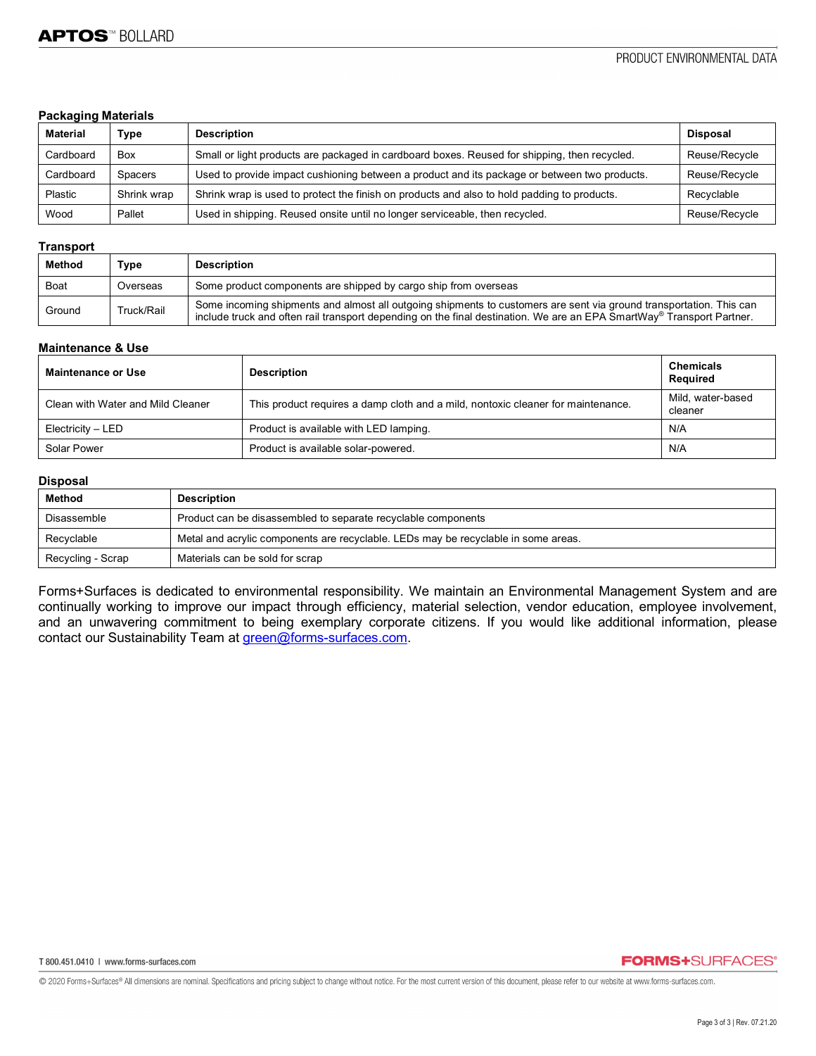## Packaging Materials

| Material | Type | Description | Disposal |
|---|---|---|---|
| Cardboard | Box | Small or light products are packaged in cardboard boxes. Reused for shipping, then recycled. | Reuse/Recycle |
| Cardboard | Spacers | Used to provide impact cushioning between a product and its package or between two products. | Reuse/Recycle |
| Plastic | Shrink wrap | Shrink wrap is used to protect the finish on products and also to hold padding to products. | Recyclable |
| Wood | Pallet | Used in shipping. Reused onsite until no longer serviceable, then recycled. | Reuse/Recycle |

## Transport

| Method | Type | Description |
|---|---|---|
| Boat | Overseas | Some product components are shipped by cargo ship from overseas |
| Ground | Truck/Rail | Some incoming shipments and almost all outgoing shipments to customers are sent via ground transportation. This can include truck and often rail transport depending on the final destination. We are an EPA SmartWay® Transport Partner. |

## Maintenance & Use

| Maintenance or Use | Description | Chemicals Required |
|---|---|---|
| Clean with Water and Mild Cleaner | This product requires a damp cloth and a mild, nontoxic cleaner for maintenance. | Mild, water-based cleaner |
| Electricity – LED | Product is available with LED lamping. | N/A |
| Solar Power | Product is available solar-powered. | N/A |

## Disposal

| Method | Description |
|---|---|
| Disassemble | Product can be disassembled to separate recyclable components |
| Recyclable | Metal and acrylic components are recyclable. LEDs may be recyclable in some areas. |
| Recycling - Scrap | Materials can be sold for scrap |

Forms+Surfaces is dedicated to environmental responsibility. We maintain an Environmental Management System and are continually working to improve our impact through efficiency, material selection, vendor education, employee involvement, and an unwavering commitment to being exemplary corporate citizens. If you would like additional information, please contact our Sustainability Team at green@forms-surfaces.com.